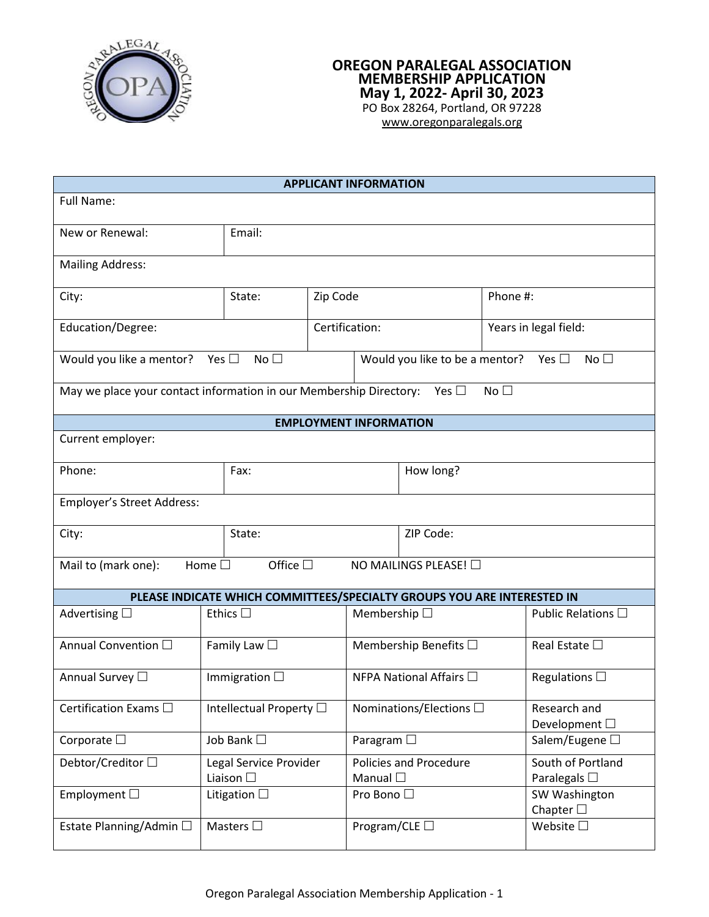# OREGON PARALEGAL ASSOCIATION MEMBERSHIP APPLICATION

## May 1, 2022- April 30, 2023

PO Box 28264, Portland, OR 97228
www.oregonparalegals.org

| APPLICANT INFORMATION | | | |
|---|---|---|---|
| Full Name: | | | |
| New or Renewal: | Email: | | |
| Mailing Address: | | | |
| City: | State: | Zip Code | Phone #: |
| Education/Degree: | | Certification: | Years in legal field: |
| Would you like a mentor? Yes ☐ No ☐ | | Would you like to be a mentor? Yes ☐ No ☐ | |
| May we place your contact information in our Membership Directory: Yes ☐ No ☐ | | | |

| EMPLOYMENT INFORMATION | | |
|---|---|---|
| Current employer: | | |
| Phone: | Fax: | How long? |
| Employer's Street Address: | | |
| City: | State: | ZIP Code: |
| Mail to (mark one): Home ☐ Office ☐ NO MAILINGS PLEASE! ☐ | | |

| PLEASE INDICATE WHICH COMMITTEES/SPECIALTY GROUPS YOU ARE INTERESTED IN | | | |
|---|---|---|---|
| Advertising ☐ | Ethics ☐ | Membership ☐ | Public Relations ☐ |
| Annual Convention ☐ | Family Law ☐ | Membership Benefits ☐ | Real Estate ☐ |
| Annual Survey ☐ | Immigration ☐ | NFPA National Affairs ☐ | Regulations ☐ |
| Certification Exams ☐ | Intellectual Property ☐ | Nominations/Elections ☐ | Research and Development ☐ |
| Corporate ☐ | Job Bank ☐ | Paragram ☐ | Salem/Eugene ☐ |
| Debtor/Creditor ☐ | Legal Service Provider Liaison ☐ | Policies and Procedure Manual ☐ | South of Portland Paralegals ☐ |
| Employment ☐ | Litigation ☐ | Pro Bono ☐ | SW Washington Chapter ☐ |
| Estate Planning/Admin ☐ | Masters ☐ | Program/CLE ☐ | Website ☐ |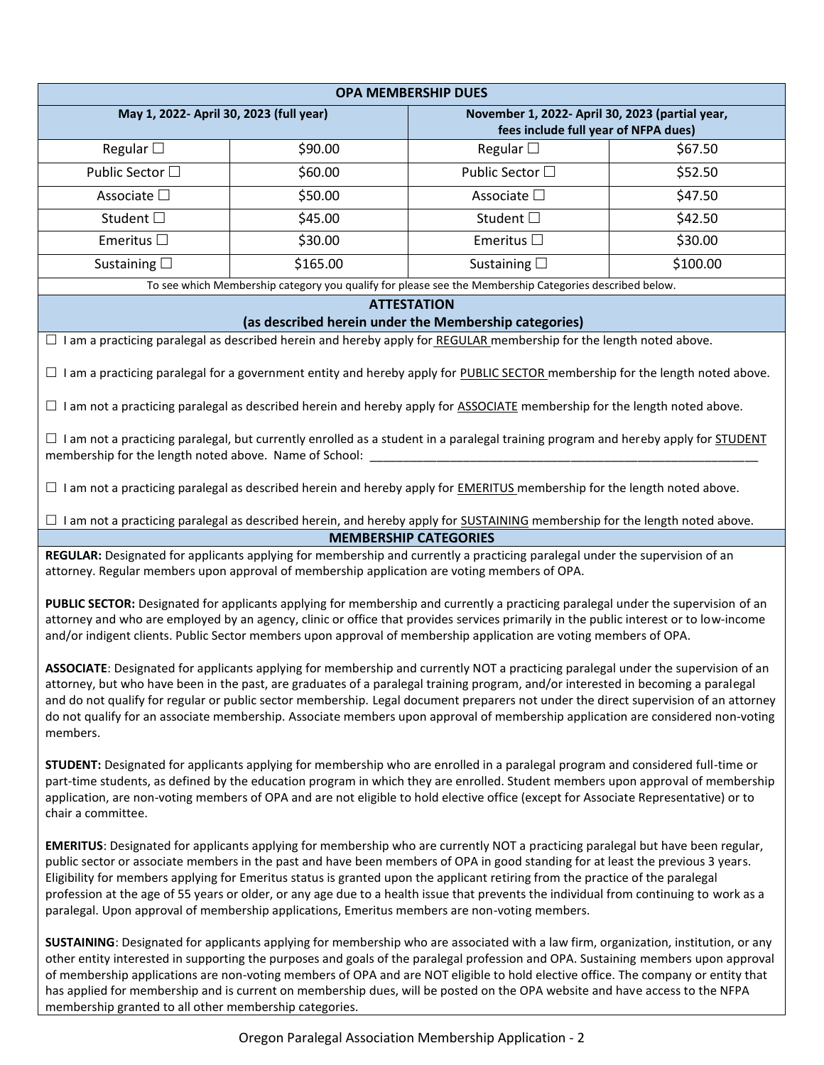| OPA MEMBERSHIP DUES | | | |
|---|---|---|---|
| May 1, 2022- April 30, 2023 (full year) | | November 1, 2022- April 30, 2023 (partial year, fees include full year of NFPA dues) | |
| Regular ☐ | $90.00 | Regular ☐ | $67.50 |
| Public Sector ☐ | $60.00 | Public Sector ☐ | $52.50 |
| Associate ☐ | $50.00 | Associate ☐ | $47.50 |
| Student ☐ | $45.00 | Student ☐ | $42.50 |
| Emeritus ☐ | $30.00 | Emeritus ☐ | $30.00 |
| Sustaining ☐ | $165.00 | Sustaining ☐ | $100.00 |

To see which Membership category you qualify for please see the Membership Categories described below.

## ATTESTATION
### (as described herein under the Membership categories)

☐ I am a practicing paralegal as described herein and hereby apply for REGULAR membership for the length noted above.

☐ I am a practicing paralegal for a government entity and hereby apply for PUBLIC SECTOR membership for the length noted above.

☐ I am not a practicing paralegal as described herein and hereby apply for ASSOCIATE membership for the length noted above.

☐ I am not a practicing paralegal, but currently enrolled as a student in a paralegal training program and hereby apply for STUDENT membership for the length noted above. Name of School: ____________________________________________________________

☐ I am not a practicing paralegal as described herein and hereby apply for EMERITUS membership for the length noted above.

☐ I am not a practicing paralegal as described herein, and hereby apply for SUSTAINING membership for the length noted above.

## MEMBERSHIP CATEGORIES

**REGULAR:** Designated for applicants applying for membership and currently a practicing paralegal under the supervision of an attorney. Regular members upon approval of membership application are voting members of OPA.

**PUBLIC SECTOR:** Designated for applicants applying for membership and currently a practicing paralegal under the supervision of an attorney and who are employed by an agency, clinic or office that provides services primarily in the public interest or to low-income and/or indigent clients. Public Sector members upon approval of membership application are voting members of OPA.

**ASSOCIATE**: Designated for applicants applying for membership and currently NOT a practicing paralegal under the supervision of an attorney, but who have been in the past, are graduates of a paralegal training program, and/or interested in becoming a paralegal and do not qualify for regular or public sector membership. Legal document preparers not under the direct supervision of an attorney do not qualify for an associate membership. Associate members upon approval of membership application are considered non-voting members.

**STUDENT:** Designated for applicants applying for membership who are enrolled in a paralegal program and considered full-time or part-time students, as defined by the education program in which they are enrolled. Student members upon approval of membership application, are non-voting members of OPA and are not eligible to hold elective office (except for Associate Representative) or to chair a committee.

**EMERITUS**: Designated for applicants applying for membership who are currently NOT a practicing paralegal but have been regular, public sector or associate members in the past and have been members of OPA in good standing for at least the previous 3 years. Eligibility for members applying for Emeritus status is granted upon the applicant retiring from the practice of the paralegal profession at the age of 55 years or older, or any age due to a health issue that prevents the individual from continuing to work as a paralegal. Upon approval of membership applications, Emeritus members are non-voting members.

**SUSTAINING**: Designated for applicants applying for membership who are associated with a law firm, organization, institution, or any other entity interested in supporting the purposes and goals of the paralegal profession and OPA. Sustaining members upon approval of membership applications are non-voting members of OPA and are NOT eligible to hold elective office. The company or entity that has applied for membership and is current on membership dues, will be posted on the OPA website and have access to the NFPA membership granted to all other membership categories.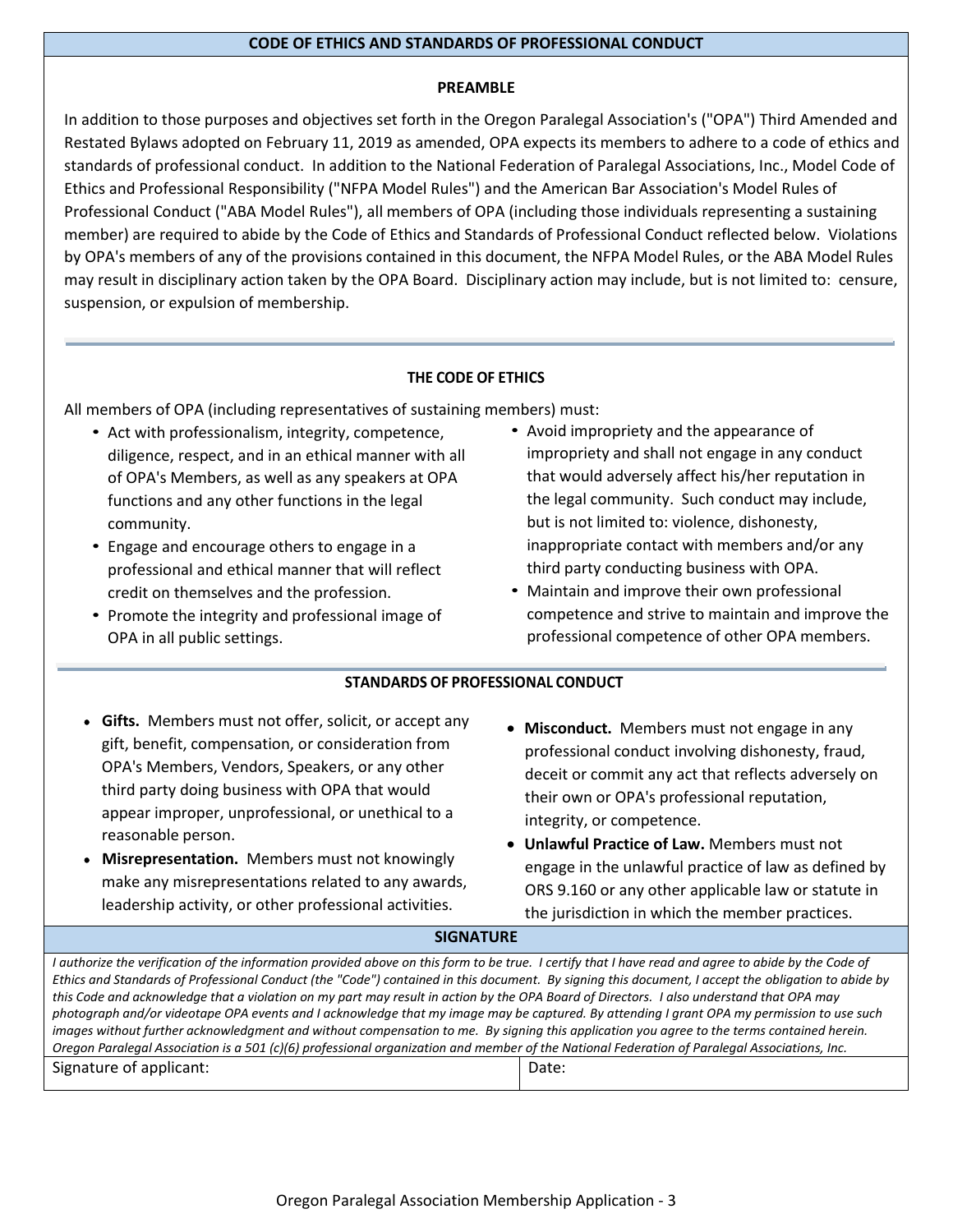## CODE OF ETHICS AND STANDARDS OF PROFESSIONAL CONDUCT

### PREAMBLE

In addition to those purposes and objectives set forth in the Oregon Paralegal Association's ("OPA") Third Amended and Restated Bylaws adopted on February 11, 2019 as amended, OPA expects its members to adhere to a code of ethics and standards of professional conduct. In addition to the National Federation of Paralegal Associations, Inc., Model Code of Ethics and Professional Responsibility ("NFPA Model Rules") and the American Bar Association's Model Rules of Professional Conduct ("ABA Model Rules"), all members of OPA (including those individuals representing a sustaining member) are required to abide by the Code of Ethics and Standards of Professional Conduct reflected below. Violations by OPA's members of any of the provisions contained in this document, the NFPA Model Rules, or the ABA Model Rules may result in disciplinary action taken by the OPA Board. Disciplinary action may include, but is not limited to: censure, suspension, or expulsion of membership.

### THE CODE OF ETHICS

All members of OPA (including representatives of sustaining members) must:

- Act with professionalism, integrity, competence, diligence, respect, and in an ethical manner with all of OPA's Members, as well as any speakers at OPA functions and any other functions in the legal community.
- Engage and encourage others to engage in a professional and ethical manner that will reflect credit on themselves and the profession.
- Promote the integrity and professional image of OPA in all public settings.
- Avoid impropriety and the appearance of impropriety and shall not engage in any conduct that would adversely affect his/her reputation in the legal community. Such conduct may include, but is not limited to: violence, dishonesty, inappropriate contact with members and/or any third party conducting business with OPA.
- Maintain and improve their own professional competence and strive to maintain and improve the professional competence of other OPA members.

### STANDARDS OF PROFESSIONAL CONDUCT

- **Gifts.** Members must not offer, solicit, or accept any gift, benefit, compensation, or consideration from OPA's Members, Vendors, Speakers, or any other third party doing business with OPA that would appear improper, unprofessional, or unethical to a reasonable person.
- **Misrepresentation.** Members must not knowingly make any misrepresentations related to any awards, leadership activity, or other professional activities.
- **Misconduct.** Members must not engage in any professional conduct involving dishonesty, fraud, deceit or commit any act that reflects adversely on their own or OPA's professional reputation, integrity, or competence.
- **Unlawful Practice of Law.** Members must not engage in the unlawful practice of law as defined by ORS 9.160 or any other applicable law or statute in the jurisdiction in which the member practices.

### SIGNATURE

*I authorize the verification of the information provided above on this form to be true. I certify that I have read and agree to abide by the Code of Ethics and Standards of Professional Conduct (the "Code") contained in this document. By signing this document, I accept the obligation to abide by this Code and acknowledge that a violation on my part may result in action by the OPA Board of Directors. I also understand that OPA may photograph and/or videotape OPA events and I acknowledge that my image may be captured. By attending I grant OPA my permission to use such images without further acknowledgment and without compensation to me. By signing this application you agree to the terms contained herein. Oregon Paralegal Association is a 501 (c)(6) professional organization and member of the National Federation of Paralegal Associations, Inc.*

| | |
|---|---|
| Signature of applicant: | Date: |